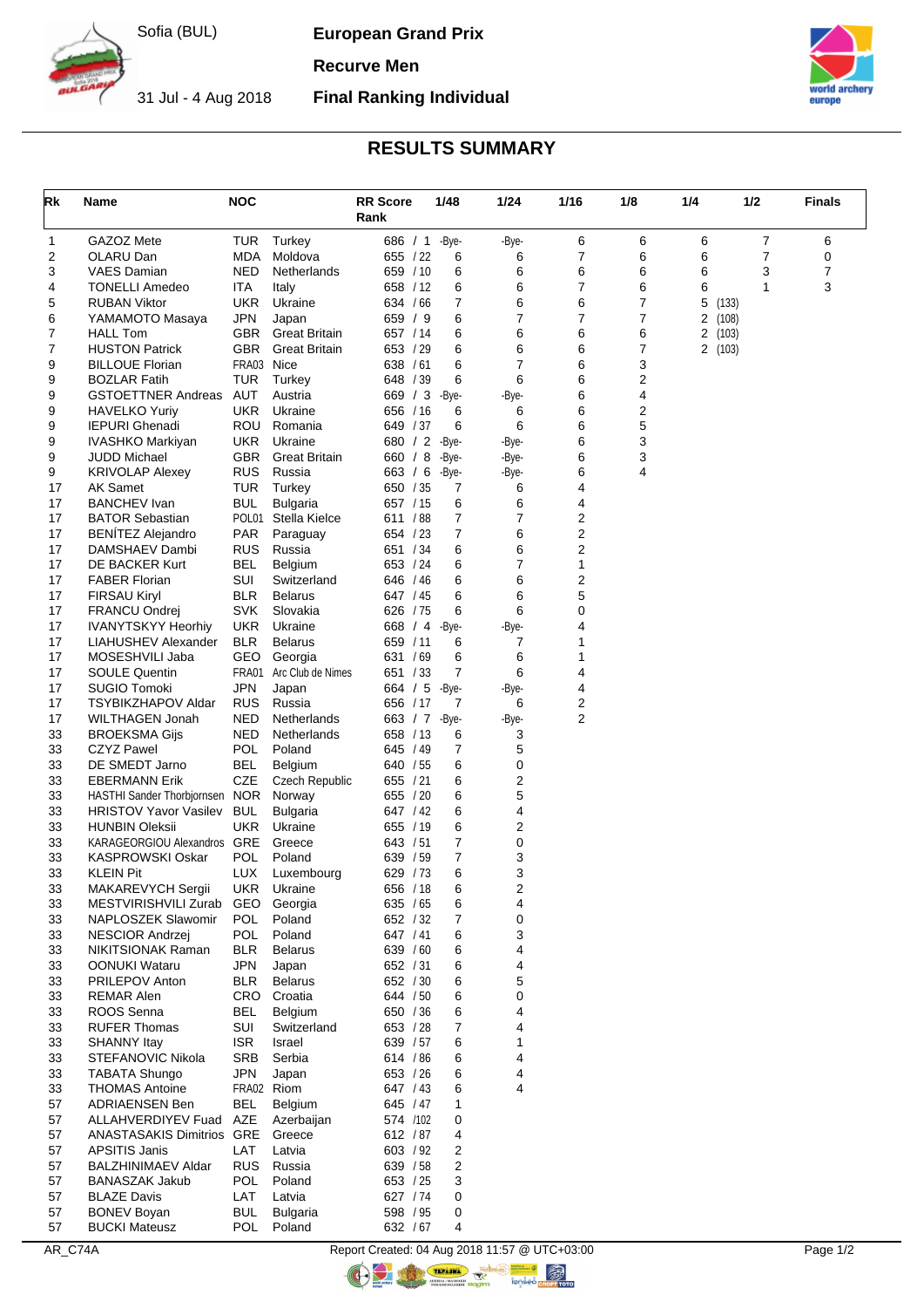Sofia (BUL)

31 Jul - 4 Aug 2018

**European Grand Prix**

**Recurve Men**

**Final Ranking Individual**

## RESULTS SUMMARY

| Rk | Name | NOC | | RR Score Rank | 1/48 | 1/24 | 1/16 | 1/8 | 1/4 | 1/2 | Finals |
|---|---|---|---|---|---|---|---|---|---|---|---|
| 1 | GAZOZ Mete | TUR | Turkey | 686 / 1 | -Bye- | -Bye- | 6 | 6 | 6 | 7 | 6 |
| 2 | OLARU Dan | MDA | Moldova | 655 / 22 | 6 | 6 | 7 | 6 | 6 | 7 | 0 |
| 3 | VAES Damian | NED | Netherlands | 659 / 10 | 6 | 6 | 6 | 6 | 6 | 3 | 7 |
| 4 | TONELLI Amedeo | ITA | Italy | 658 / 12 | 6 | 6 | 7 | 6 | 6 | 1 | 3 |
| 5 | RUBAN Viktor | UKR | Ukraine | 634 / 66 | 7 | 6 | 6 | 7 | 5 (133) | | |
| 6 | YAMAMOTO Masaya | JPN | Japan | 659 / 9 | 6 | 7 | 7 | 7 | 2 (108) | | |
| 7 | HALL Tom | GBR | Great Britain | 657 / 14 | 6 | 6 | 6 | 6 | 2 (103) | | |
| 7 | HUSTON Patrick | GBR | Great Britain | 653 / 29 | 6 | 6 | 6 | 7 | 2 (103) | | |
| 9 | BILLOUE Florian | FRA03 | Nice | 638 / 61 | 6 | 7 | 6 | 3 | | | |
| 9 | BOZLAR Fatih | TUR | Turkey | 648 / 39 | 6 | 6 | 6 | 2 | | | |
| 9 | GSTOETTNER Andreas | AUT | Austria | 669 / 3 | -Bye- | -Bye- | 6 | 4 | | | |
| 9 | HAVELKO Yuriy | UKR | Ukraine | 656 / 16 | 6 | 6 | 6 | 2 | | | |
| 9 | IEPURI Ghenadi | ROU | Romania | 649 / 37 | 6 | 6 | 6 | 5 | | | |
| 9 | IVASHKO Markiyan | UKR | Ukraine | 680 / 2 | -Bye- | -Bye- | 6 | 3 | | | |
| 9 | JUDD Michael | GBR | Great Britain | 660 / 8 | -Bye- | -Bye- | 6 | 3 | | | |
| 9 | KRIVOLAP Alexey | RUS | Russia | 663 / 6 | -Bye- | -Bye- | 6 | 4 | | | |
| 17 | AK Samet | TUR | Turkey | 650 / 35 | 7 | 6 | 4 | | | | |
| 17 | BANCHEV Ivan | BUL | Bulgaria | 657 / 15 | 6 | 6 | 4 | | | | |
| 17 | BATOR Sebastian | POL01 | Stella Kielce | 611 / 88 | 7 | 7 | 2 | | | | |
| 17 | BENÍTEZ Alejandro | PAR | Paraguay | 654 / 23 | 7 | 6 | 2 | | | | |
| 17 | DAMSHAEV Dambi | RUS | Russia | 651 / 34 | 6 | 6 | 2 | | | | |
| 17 | DE BACKER Kurt | BEL | Belgium | 653 / 24 | 6 | 7 | 1 | | | | |
| 17 | FABER Florian | SUI | Switzerland | 646 / 46 | 6 | 6 | 2 | | | | |
| 17 | FIRSAU Kiryl | BLR | Belarus | 647 / 45 | 6 | 6 | 5 | | | | |
| 17 | FRANCU Ondrej | SVK | Slovakia | 626 / 75 | 6 | 6 | 0 | | | | |
| 17 | IVANYTSKYY Heorhiy | UKR | Ukraine | 668 / 4 | -Bye- | -Bye- | 4 | | | | |
| 17 | LIAHUSHEV Alexander | BLR | Belarus | 659 / 11 | 6 | 7 | 1 | | | | |
| 17 | MOSESHVILI Jaba | GEO | Georgia | 631 / 69 | 6 | 6 | 1 | | | | |
| 17 | SOULE Quentin | FRA01 | Arc Club de Nimes | 651 / 33 | 7 | 6 | 4 | | | | |
| 17 | SUGIO Tomoki | JPN | Japan | 664 / 5 | -Bye- | -Bye- | 4 | | | | |
| 17 | TSYBIKZHAPOV Aldar | RUS | Russia | 656 / 17 | 7 | 6 | 2 | | | | |
| 17 | WILTHAGEN Jonah | NED | Netherlands | 663 / 7 | -Bye- | -Bye- | 2 | | | | |
| 33 | BROEKSMA Gijs | NED | Netherlands | 658 / 13 | 6 | 3 | | | | | |
| 33 | CZYZ Pawel | POL | Poland | 645 / 49 | 7 | 5 | | | | | |
| 33 | DE SMEDT Jarno | BEL | Belgium | 640 / 55 | 6 | 0 | | | | | |
| 33 | EBERMANN Erik | CZE | Czech Republic | 655 / 21 | 6 | 2 | | | | | |
| 33 | HASTHI Sander Thorbjornsen | NOR | Norway | 655 / 20 | 6 | 5 | | | | | |
| 33 | HRISTOV Yavor Vasilev | BUL | Bulgaria | 647 / 42 | 6 | 4 | | | | | |
| 33 | HUNBIN Oleksii | UKR | Ukraine | 655 / 19 | 6 | 2 | | | | | |
| 33 | KARAGEORGIOU Alexandros | GRE | Greece | 643 / 51 | 7 | 0 | | | | | |
| 33 | KASPROWSKI Oskar | POL | Poland | 639 / 59 | 7 | 3 | | | | | |
| 33 | KLEIN Pit | LUX | Luxembourg | 629 / 73 | 6 | 3 | | | | | |
| 33 | MAKAREVYCH Sergii | UKR | Ukraine | 656 / 18 | 6 | 2 | | | | | |
| 33 | MESTVIRISHVILI Zurab | GEO | Georgia | 635 / 65 | 6 | 4 | | | | | |
| 33 | NAPLOSZEK Slawomir | POL | Poland | 652 / 32 | 7 | 0 | | | | | |
| 33 | NESCIOR Andrzej | POL | Poland | 647 / 41 | 6 | 3 | | | | | |
| 33 | NIKITSIONAK Raman | BLR | Belarus | 639 / 60 | 6 | 4 | | | | | |
| 33 | OONUKI Wataru | JPN | Japan | 652 / 31 | 6 | 4 | | | | | |
| 33 | PRILEPOV Anton | BLR | Belarus | 652 / 30 | 6 | 5 | | | | | |
| 33 | REMAR Alen | CRO | Croatia | 644 / 50 | 6 | 0 | | | | | |
| 33 | ROOS Senna | BEL | Belgium | 650 / 36 | 6 | 4 | | | | | |
| 33 | RUFER Thomas | SUI | Switzerland | 653 / 28 | 7 | 4 | | | | | |
| 33 | SHANNY Itay | ISR | Israel | 639 / 57 | 6 | 1 | | | | | |
| 33 | STEFANOVIC Nikola | SRB | Serbia | 614 / 86 | 6 | 4 | | | | | |
| 33 | TABATA Shungo | JPN | Japan | 653 / 26 | 6 | 4 | | | | | |
| 33 | THOMAS Antoine | FRA02 | Riom | 647 / 43 | 6 | 4 | | | | | |
| 57 | ADRIAENSEN Ben | BEL | Belgium | 645 / 47 | 1 | | | | | | |
| 57 | ALLAHVERDIYEV Fuad | AZE | Azerbaijan | 574 /102 | 0 | | | | | | |
| 57 | ANASTASAKIS Dimitrios | GRE | Greece | 612 / 87 | 4 | | | | | | |
| 57 | APSITIS Janis | LAT | Latvia | 603 / 92 | 2 | | | | | | |
| 57 | BALZHINIMAEV Aldar | RUS | Russia | 639 / 58 | 2 | | | | | | |
| 57 | BANASZAK Jakub | POL | Poland | 653 / 25 | 3 | | | | | | |
| 57 | BLAZE Davis | LAT | Latvia | 627 / 74 | 0 | | | | | | |
| 57 | BONEV Boyan | BUL | Bulgaria | 598 / 95 | 0 | | | | | | |
| 57 | BUCKI Mateusz | POL | Poland | 632 / 67 | 4 | | | | | | |

AR_C74A Report Created: 04 Aug 2018 11:57 @ UTC+03:00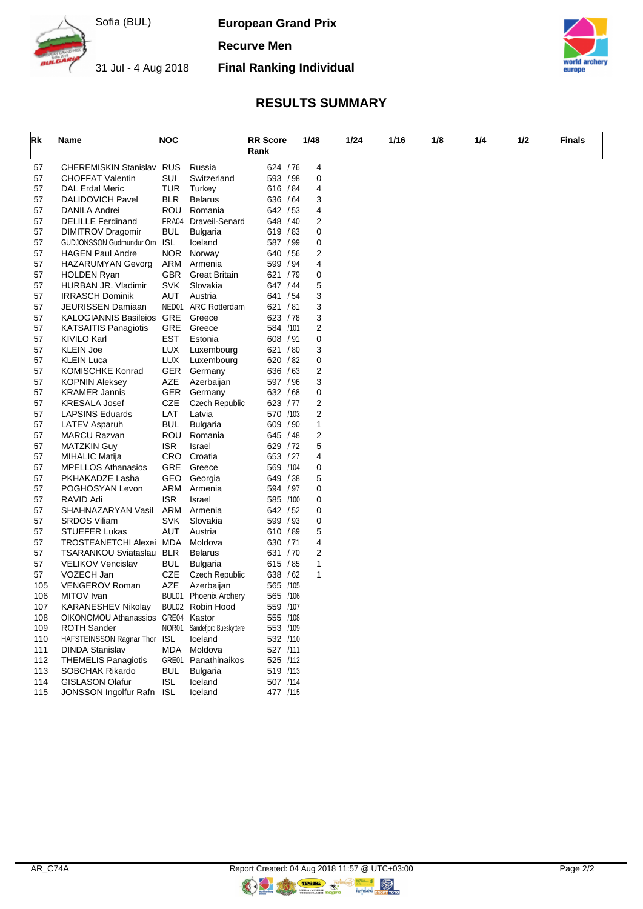# European Grand Prix

## Recurve Men

## Final Ranking Individual

Sofia (BUL)

31 Jul - 4 Aug 2018

## RESULTS SUMMARY

| Rk | Name | NOC | | RR Score Rank | 1/48 | 1/24 | 1/16 | 1/8 | 1/4 | 1/2 | Finals |
|---|---|---|---|---|---|---|---|---|---|---|---|
| 57 | CHEREMISKIN Stanislav | RUS | Russia | 624 / 76 | 4 | | | | | | |
| 57 | CHOFFAT Valentin | SUI | Switzerland | 593 / 98 | 0 | | | | | | |
| 57 | DAL Erdal Meric | TUR | Turkey | 616 / 84 | 4 | | | | | | |
| 57 | DALIDOVICH Pavel | BLR | Belarus | 636 / 64 | 3 | | | | | | |
| 57 | DANILA Andrei | ROU | Romania | 642 / 53 | 4 | | | | | | |
| 57 | DELILLE Ferdinand | FRA04 | Draveil-Senard | 648 / 40 | 2 | | | | | | |
| 57 | DIMITROV Dragomir | BUL | Bulgaria | 619 / 83 | 0 | | | | | | |
| 57 | GUDJONSSON Gudmundur Orn | ISL | Iceland | 587 / 99 | 0 | | | | | | |
| 57 | HAGEN Paul Andre | NOR | Norway | 640 / 56 | 2 | | | | | | |
| 57 | HAZARUMYAN Gevorg | ARM | Armenia | 599 / 94 | 4 | | | | | | |
| 57 | HOLDEN Ryan | GBR | Great Britain | 621 / 79 | 0 | | | | | | |
| 57 | HURBAN JR. Vladimir | SVK | Slovakia | 647 / 44 | 5 | | | | | | |
| 57 | IRRASCH Dominik | AUT | Austria | 641 / 54 | 3 | | | | | | |
| 57 | JEURISSEN Damiaan | NED01 | ARC Rotterdam | 621 / 81 | 3 | | | | | | |
| 57 | KALOGIANNIS Basileios | GRE | Greece | 623 / 78 | 3 | | | | | | |
| 57 | KATSAITIS Panagiotis | GRE | Greece | 584 /101 | 2 | | | | | | |
| 57 | KIVILO Karl | EST | Estonia | 608 / 91 | 0 | | | | | | |
| 57 | KLEIN Joe | LUX | Luxembourg | 621 / 80 | 3 | | | | | | |
| 57 | KLEIN Luca | LUX | Luxembourg | 620 / 82 | 0 | | | | | | |
| 57 | KOMISCHKE Konrad | GER | Germany | 636 / 63 | 2 | | | | | | |
| 57 | KOPNIN Aleksey | AZE | Azerbaijan | 597 / 96 | 3 | | | | | | |
| 57 | KRAMER Jannis | GER | Germany | 632 / 68 | 0 | | | | | | |
| 57 | KRESALA Josef | CZE | Czech Republic | 623 / 77 | 2 | | | | | | |
| 57 | LAPSINS Eduards | LAT | Latvia | 570 /103 | 2 | | | | | | |
| 57 | LATEV Asparuh | BUL | Bulgaria | 609 / 90 | 1 | | | | | | |
| 57 | MARCU Razvan | ROU | Romania | 645 / 48 | 2 | | | | | | |
| 57 | MATZKIN Guy | ISR | Israel | 629 / 72 | 5 | | | | | | |
| 57 | MIHALIC Matija | CRO | Croatia | 653 / 27 | 4 | | | | | | |
| 57 | MPELLOS Athanasios | GRE | Greece | 569 /104 | 0 | | | | | | |
| 57 | PKHAKADZE Lasha | GEO | Georgia | 649 / 38 | 5 | | | | | | |
| 57 | POGHOSYAN Levon | ARM | Armenia | 594 / 97 | 0 | | | | | | |
| 57 | RAVID Adi | ISR | Israel | 585 /100 | 0 | | | | | | |
| 57 | SHAHNAZARYAN Vasil | ARM | Armenia | 642 / 52 | 0 | | | | | | |
| 57 | SRDOS Viliam | SVK | Slovakia | 599 / 93 | 0 | | | | | | |
| 57 | STUEFER Lukas | AUT | Austria | 610 / 89 | 5 | | | | | | |
| 57 | TROSTEANETCHI Alexei | MDA | Moldova | 630 / 71 | 4 | | | | | | |
| 57 | TSARANKOU Sviataslau | BLR | Belarus | 631 / 70 | 2 | | | | | | |
| 57 | VELIKOV Vencislav | BUL | Bulgaria | 615 / 85 | 1 | | | | | | |
| 57 | VOZECH Jan | CZE | Czech Republic | 638 / 62 | 1 | | | | | | |
| 105 | VENGEROV Roman | AZE | Azerbaijan | 565 /105 | | | | | | | |
| 106 | MITOV Ivan | BUL01 | Phoenix Archery | 565 /106 | | | | | | | |
| 107 | KARANESHEV Nikolay | BUL02 | Robin Hood | 559 /107 | | | | | | | |
| 108 | OIKONOMOU Athanassios | GRE04 | Kastor | 555 /108 | | | | | | | |
| 109 | ROTH Sander | NOR01 | Sandefjord Bueskyttere | 553 /109 | | | | | | | |
| 110 | HAFSTEINSSON Ragnar Thor | ISL | Iceland | 532 /110 | | | | | | | |
| 111 | DINDA Stanislav | MDA | Moldova | 527 /111 | | | | | | | |
| 112 | THEMELIS Panagiotis | GRE01 | Panathinaikos | 525 /112 | | | | | | | |
| 113 | SOBCHAK Rikardo | BUL | Bulgaria | 519 /113 | | | | | | | |
| 114 | GISLASON Olafur | ISL | Iceland | 507 /114 | | | | | | | |
| 115 | JONSSON Ingolfur Rafn | ISL | Iceland | 477 /115 | | | | | | | |

AR_C74A

Report Created: 04 Aug 2018 11:57 @ UTC+03:00